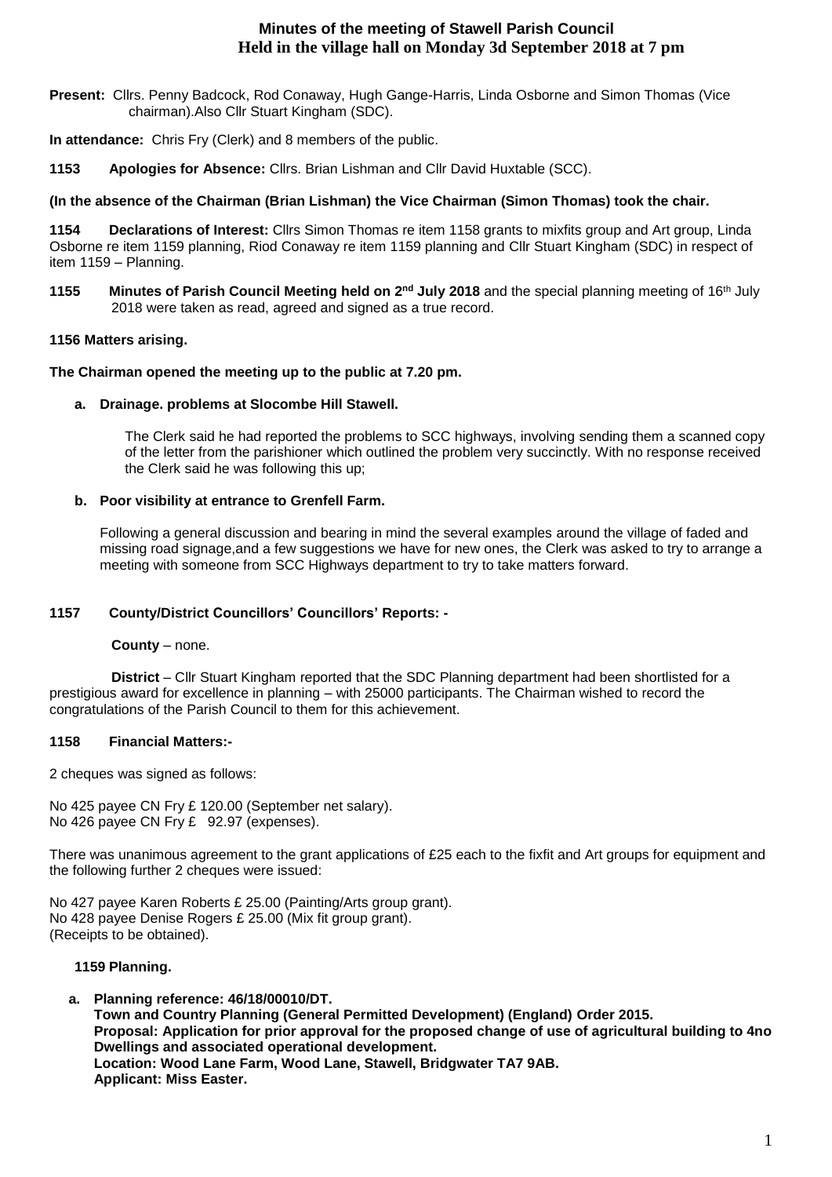# Minutes of the meeting of Stawell Parish Council
## Held in the village hall on Monday 3d September 2018 at 7 pm

**Present:** Cllrs. Penny Badcock, Rod Conaway, Hugh Gange-Harris, Linda Osborne and Simon Thomas (Vice chairman).Also Cllr Stuart Kingham (SDC).

**In attendance:** Chris Fry (Clerk) and 8 members of the public.

**1153 Apologies for Absence:** Cllrs. Brian Lishman and Cllr David Huxtable (SCC).

**(In the absence of the Chairman (Brian Lishman) the Vice Chairman (Simon Thomas) took the chair.**

**1154 Declarations of Interest:** Cllrs Simon Thomas re item 1158 grants to mixfits group and Art group, Linda Osborne re item 1159 planning, Riod Conaway re item 1159 planning and Cllr Stuart Kingham (SDC) in respect of item 1159 – Planning.

**1155 Minutes of Parish Council Meeting held on 2nd July 2018** and the special planning meeting of 16th July 2018 were taken as read, agreed and signed as a true record.

**1156 Matters arising.**

**The Chairman opened the meeting up to the public at 7.20 pm.**

**a. Drainage. problems at Slocombe Hill Stawell.**

The Clerk said he had reported the problems to SCC highways, involving sending them a scanned copy of the letter from the parishioner which outlined the problem very succinctly. With no response received the Clerk said he was following this up;

**b. Poor visibility at entrance to Grenfell Farm.**

Following a general discussion and bearing in mind the several examples around the village of faded and missing road signage,and a few suggestions we have for new ones, the Clerk was asked to try to arrange a meeting with someone from SCC Highways department to try to take matters forward.

**1157 County/District Councillors' Councillors' Reports: -**

**County** – none.

**District** – Cllr Stuart Kingham reported that the SDC Planning department had been shortlisted for a prestigious award for excellence in planning – with 25000 participants. The Chairman wished to record the congratulations of the Parish Council to them for this achievement.

**1158 Financial Matters:-**

2 cheques was signed as follows:

No 425 payee CN Fry £ 120.00 (September net salary).
No 426 payee CN Fry £ 92.97 (expenses).

There was unanimous agreement to the grant applications of £25 each to the fixfit and Art groups for equipment and the following further 2 cheques were issued:

No 427 payee Karen Roberts £ 25.00 (Painting/Arts group grant).
No 428 payee Denise Rogers £ 25.00 (Mix fit group grant).
(Receipts to be obtained).

**1159 Planning.**

**a. Planning reference: 46/18/00010/DT.**
**Town and Country Planning (General Permitted Development) (England) Order 2015.**
**Proposal: Application for prior approval for the proposed change of use of agricultural building to 4no Dwellings and associated operational development.**
**Location: Wood Lane Farm, Wood Lane, Stawell, Bridgwater TA7 9AB.**
**Applicant: Miss Easter.**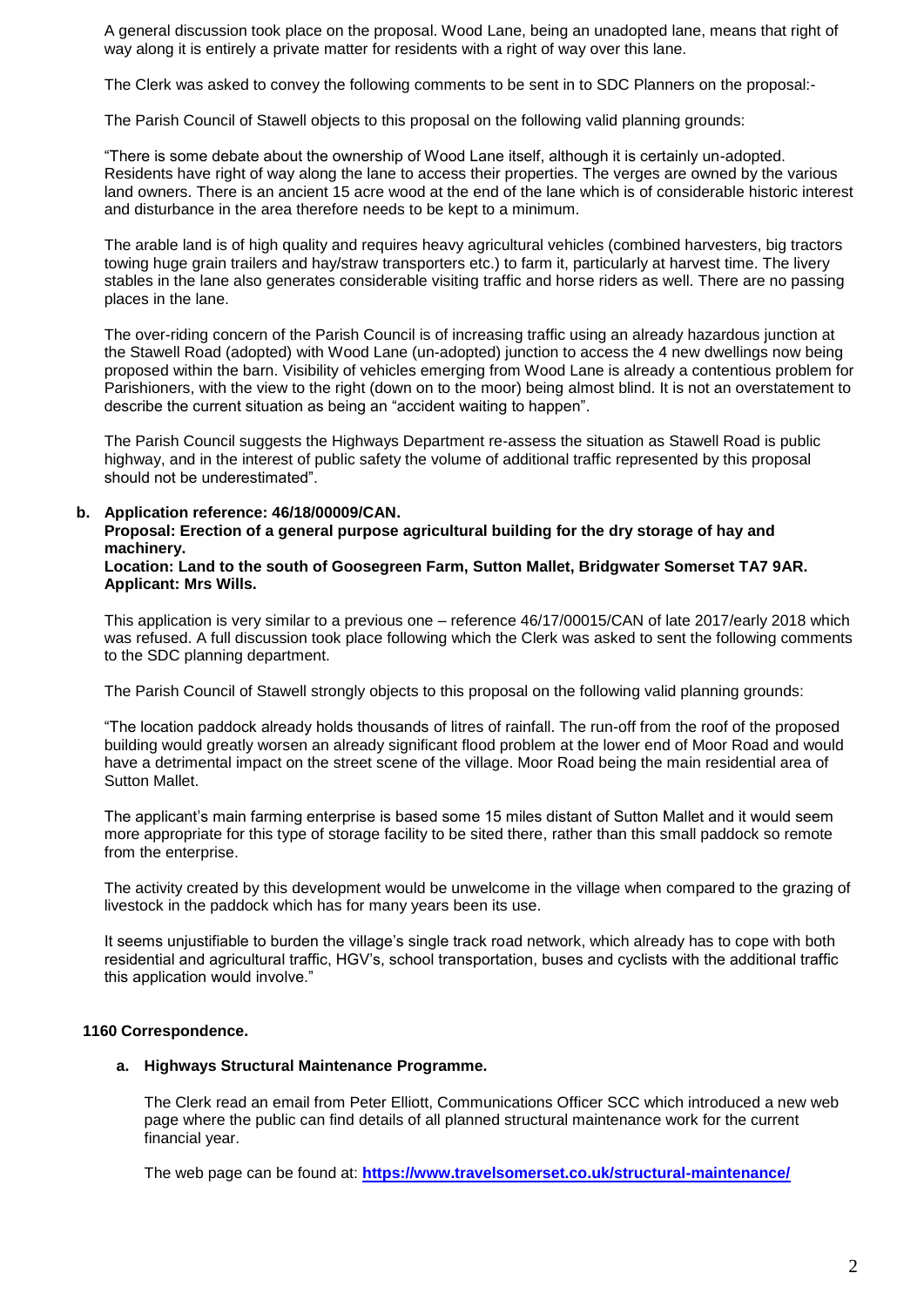A general discussion took place on the proposal. Wood Lane, being an unadopted lane, means that right of way along it is entirely a private matter for residents with a right of way over this lane.

The Clerk was asked to convey the following comments to be sent in to SDC Planners on the proposal:-

The Parish Council of Stawell objects to this proposal on the following valid planning grounds:

"There is some debate about the ownership of Wood Lane itself, although it is certainly un-adopted. Residents have right of way along the lane to access their properties. The verges are owned by the various land owners. There is an ancient 15 acre wood at the end of the lane which is of considerable historic interest and disturbance in the area therefore needs to be kept to a minimum.

The arable land is of high quality and requires heavy agricultural vehicles (combined harvesters, big tractors towing huge grain trailers and hay/straw transporters etc.) to farm it, particularly at harvest time. The livery stables in the lane also generates considerable visiting traffic and horse riders as well. There are no passing places in the lane.

The over-riding concern of the Parish Council is of increasing traffic using an already hazardous junction at the Stawell Road (adopted) with Wood Lane (un-adopted) junction to access the 4 new dwellings now being proposed within the barn. Visibility of vehicles emerging from Wood Lane is already a contentious problem for Parishioners, with the view to the right (down on to the moor) being almost blind. It is not an overstatement to describe the current situation as being an "accident waiting to happen".

The Parish Council suggests the Highways Department re-assess the situation as Stawell Road is public highway, and in the interest of public safety the volume of additional traffic represented by this proposal should not be underestimated".

**b. Application reference: 46/18/00009/CAN.**
**Proposal: Erection of a general purpose agricultural building for the dry storage of hay and machinery.**
**Location: Land to the south of Goosegreen Farm, Sutton Mallet, Bridgwater Somerset TA7 9AR.**
**Applicant: Mrs Wills.**

This application is very similar to a previous one – reference 46/17/00015/CAN of late 2017/early 2018 which was refused. A full discussion took place following which the Clerk was asked to sent the following comments to the SDC planning department.

The Parish Council of Stawell strongly objects to this proposal on the following valid planning grounds:

"The location paddock already holds thousands of litres of rainfall. The run-off from the roof of the proposed building would greatly worsen an already significant flood problem at the lower end of Moor Road and would have a detrimental impact on the street scene of the village. Moor Road being the main residential area of Sutton Mallet.

The applicant's main farming enterprise is based some 15 miles distant of Sutton Mallet and it would seem more appropriate for this type of storage facility to be sited there, rather than this small paddock so remote from the enterprise.

The activity created by this development would be unwelcome in the village when compared to the grazing of livestock in the paddock which has for many years been its use.

It seems unjustifiable to burden the village's single track road network, which already has to cope with both residential and agricultural traffic, HGV's, school transportation, buses and cyclists with the additional traffic this application would involve."

**1160 Correspondence.**

**a. Highways Structural Maintenance Programme.**

The Clerk read an email from Peter Elliott, Communications Officer SCC which introduced a new web page where the public can find details of all planned structural maintenance work for the current financial year.

The web page can be found at: **https://www.travelsomerset.co.uk/structural-maintenance/**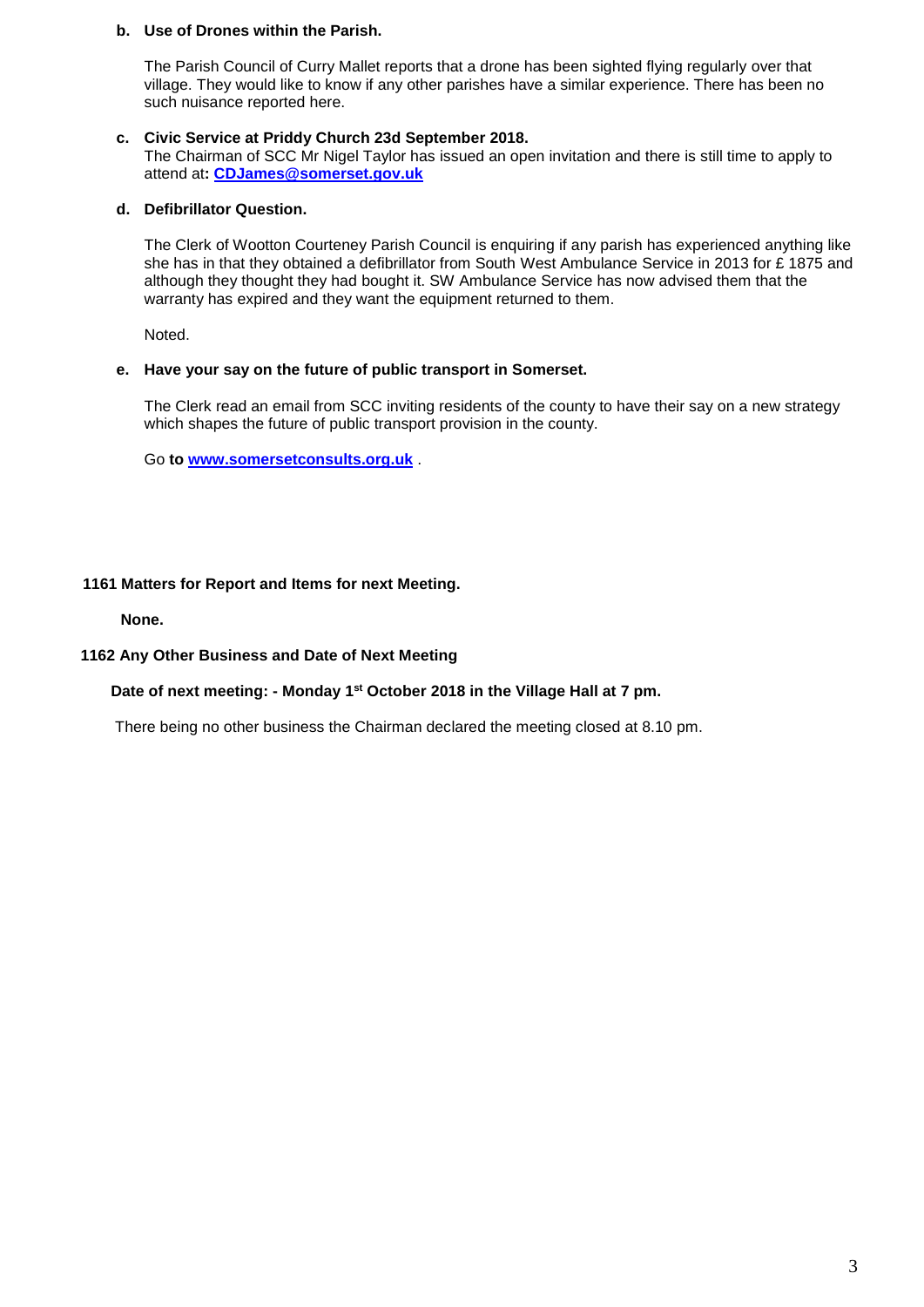**b. Use of Drones within the Parish.**

The Parish Council of Curry Mallet reports that a drone has been sighted flying regularly over that village. They would like to know if any other parishes have a similar experience. There has been no such nuisance reported here.

**c. Civic Service at Priddy Church 23d September 2018.**
The Chairman of SCC Mr Nigel Taylor has issued an open invitation and there is still time to apply to attend at**: CDJames@somerset.gov.uk**

**d. Defibrillator Question.**

The Clerk of Wootton Courteney Parish Council is enquiring if any parish has experienced anything like she has in that they obtained a defibrillator from South West Ambulance Service in 2013 for £ 1875 and although they thought they had bought it. SW Ambulance Service has now advised them that the warranty has expired and they want the equipment returned to them.

Noted.

**e. Have your say on the future of public transport in Somerset.**

The Clerk read an email from SCC inviting residents of the county to have their say on a new strategy which shapes the future of public transport provision in the county.

Go **to www.somersetconsults.org.uk** .

**1161 Matters for Report and Items for next Meeting.**

**None.**

**1162 Any Other Business and Date of Next Meeting**

**Date of next meeting: - Monday 1st October 2018 in the Village Hall at 7 pm.**

There being no other business the Chairman declared the meeting closed at 8.10 pm.